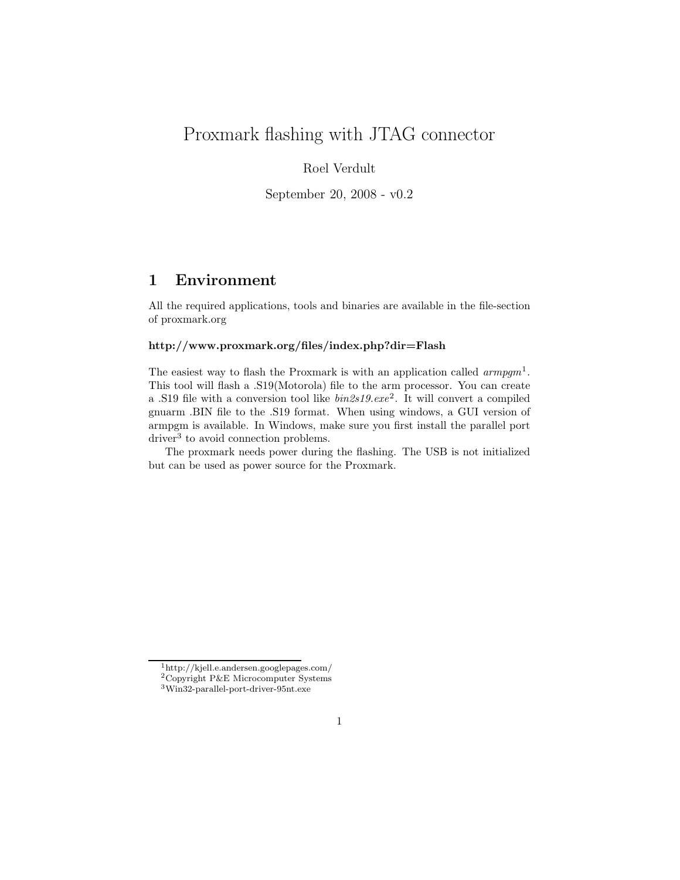# Proxmark flashing with JTAG connector

Roel Verdult

September 20, 2008 - v0.2

## 1 Environment

All the required applications, tools and binaries are available in the file-section of proxmark.org

**http://www.proxmark.org/files/index.php?dir=Flash**

The easiest way to flash the Proxmark is with an application called *armpgm*[1]. This tool will flash a .S19(Motorola) file to the arm processor. You can create a .S19 file with a conversion tool like *bin2s19.exe*[2]. It will convert a compiled gnuarm .BIN file to the .S19 format. When using windows, a GUI version of armpgm is available. In Windows, make sure you first install the parallel port driver[3] to avoid connection problems.

The proxmark needs power during the flashing. The USB is not initialized but can be used as power source for the Proxmark.

---

[1] http://kjell.e.andersen.googlepages.com/

[2] Copyright P&E Microcomputer Systems

[3] Win32-parallel-port-driver-95nt.exe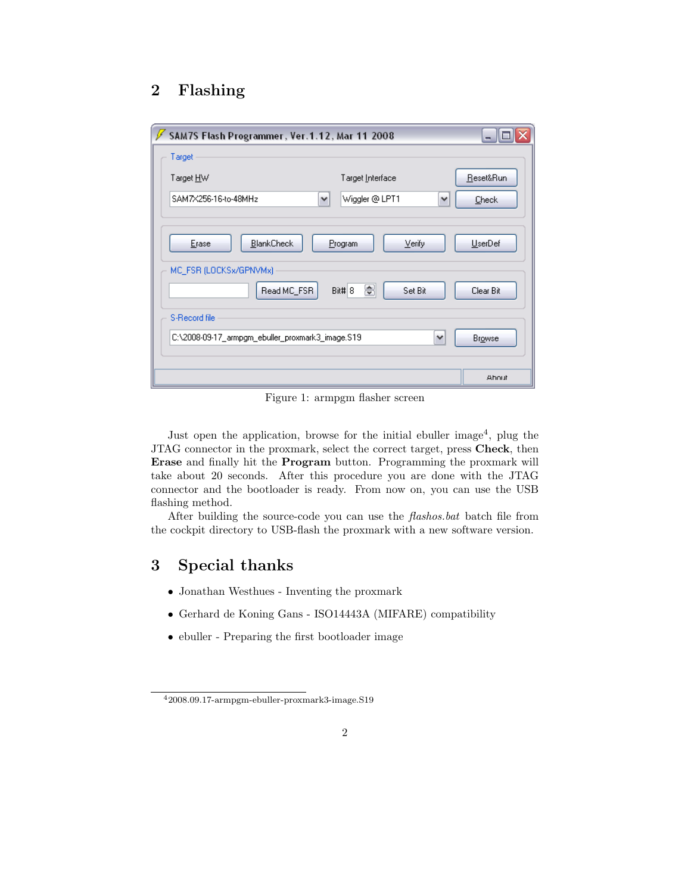## 2 Flashing

Figure 1: armpgm flasher screen

Just open the application, browse for the initial ebuller image[4], plug the JTAG connector in the proxmark, select the correct target, press **Check**, then **Erase** and finally hit the **Program** button. Programming the proxmark will take about 20 seconds. After this procedure you are done with the JTAG connector and the bootloader is ready. From now on, you can use the USB flashing method.

After building the source-code you can use the *flashos.bat* batch file from the cockpit directory to USB-flash the proxmark with a new software version.

## 3 Special thanks

- Jonathan Westhues - Inventing the proxmark
- Gerhard de Koning Gans - ISO14443A (MIFARE) compatibility
- ebuller - Preparing the first bootloader image

[4] 2008.09.17-armpgm-ebuller-proxmark3-image.S19